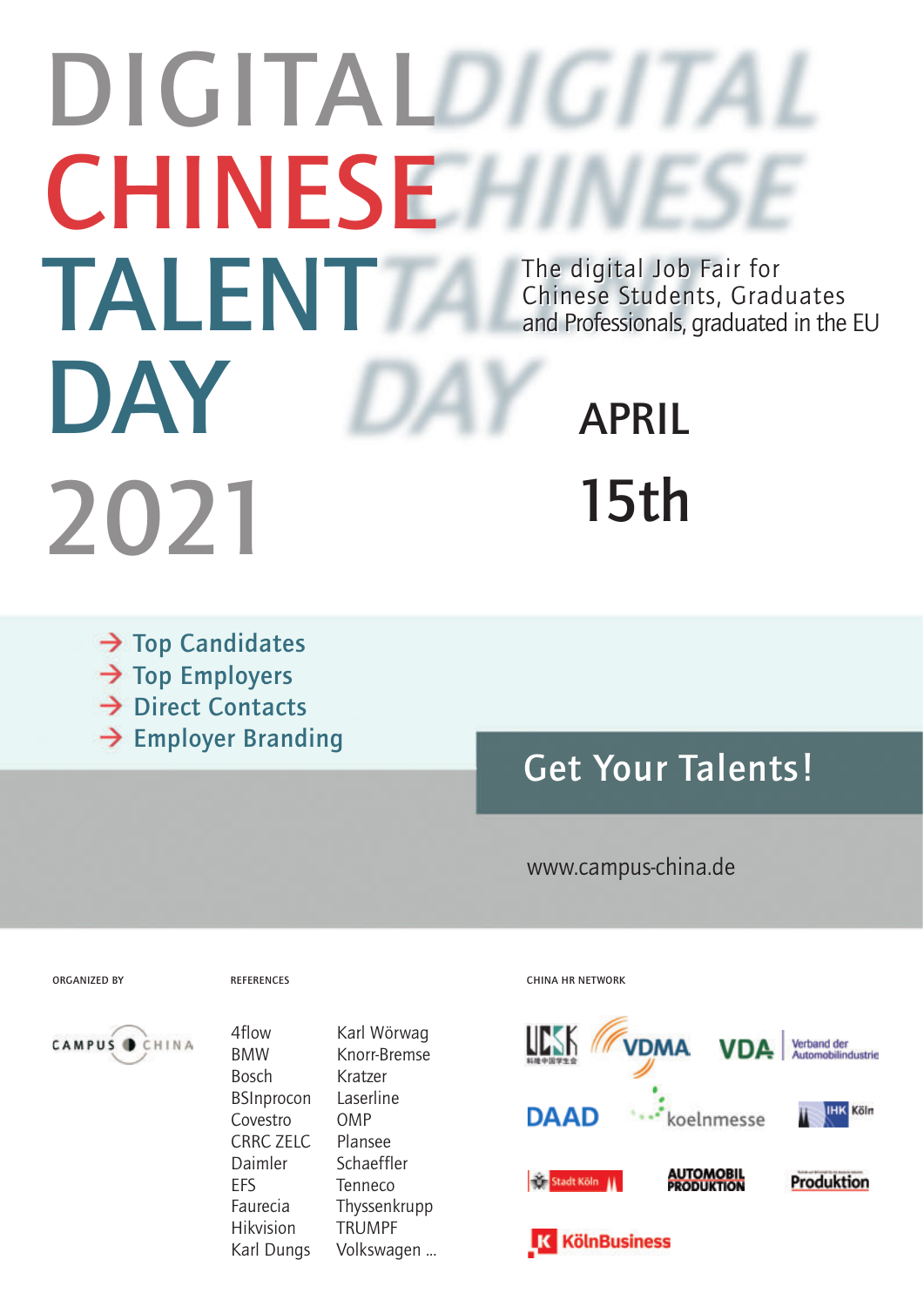# DIGITAL CHINESE TALENT DAY 2021

The digital Job Fair for Chinese Students, Graduates and Professionals, graduated in the EU

APRIL 15th

- → Top Candidates
- → Top Employers
- → Direct Contacts
- → Employer Branding

## Get Your Talents!

www.campus-china.de

ORGANIZED BY

CAMPUS CHINA

REFERENCES

4flow
BMW
Bosch
BSInprocon
Covestro
CRRC ZELC
Daimler
EFS
Faurecia
Hikvision
Karl Dungs
Karl Wörwag
Knorr-Bremse
Kratzer
Laserline
OMP
Plansee
Schaeffler
Tenneco
Thyssenkrupp
TRUMPF
Volkswagen ...

CHINA HR NETWORK

UCSK, VDMA, VDA Verband der Automobilindustrie, DAAD, koelnmesse, IHK Köln, Stadt Köln, Automobil Produktion, Produktion, KölnBusiness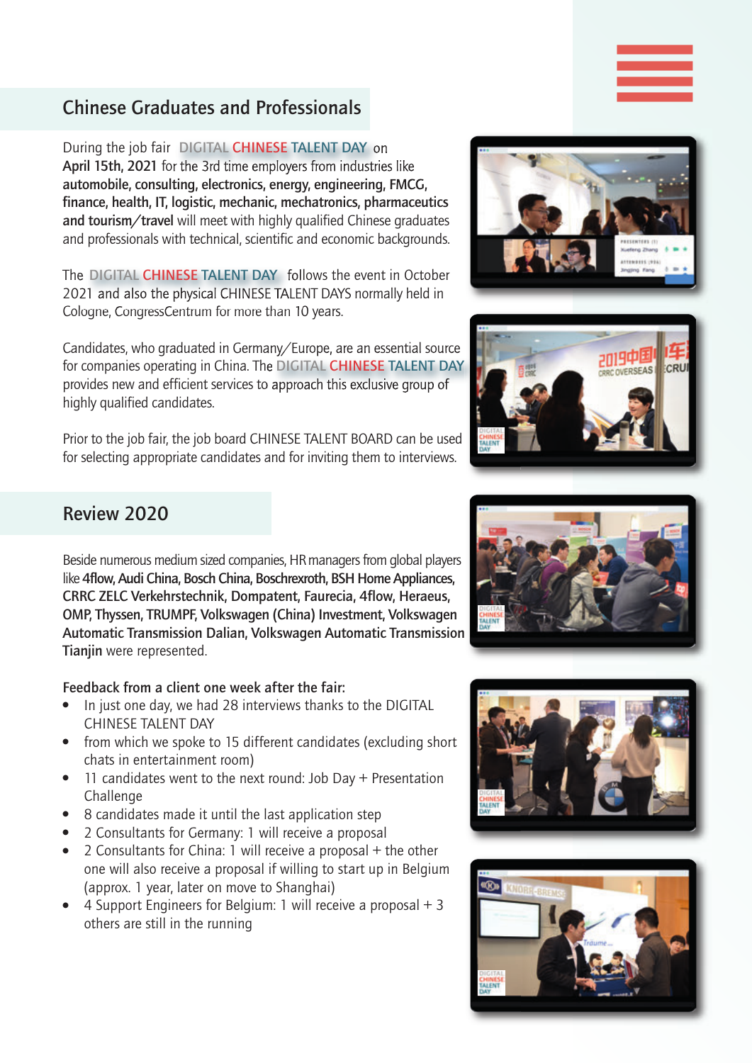## Chinese Graduates and Professionals

During the job fair DIGITAL CHINESE TALENT DAY on **April 15th, 2021** for the 3rd time employers from industries like **automobile, consulting, electronics, energy, engineering, FMCG, finance, health, IT, logistic, mechanic, mechatronics, pharmaceutics and tourism/travel** will meet with highly qualified Chinese graduates and professionals with technical, scientific and economic backgrounds.

The DIGITAL CHINESE TALENT DAY follows the event in October 2021 and also the physical CHINESE TALENT DAYS normally held in Cologne, CongressCentrum for more than 10 years.

Candidates, who graduated in Germany/Europe, are an essential source for companies operating in China. The DIGITAL CHINESE TALENT DAY provides new and efficient services to approach this exclusive group of highly qualified candidates.

Prior to the job fair, the job board CHINESE TALENT BOARD can be used for selecting appropriate candidates and for inviting them to interviews.

## Review 2020

Beside numerous medium sized companies, HR managers from global players like **4flow, Audi China, Bosch China, Boschrexroth, BSH Home Appliances, CRRC ZELC Verkehrstechnik, Dompatent, Faurecia, 4flow, Heraeus, OMP, Thyssen, TRUMPF, Volkswagen (China) Investment, Volkswagen Automatic Transmission Dalian, Volkswagen Automatic Transmission Tianjin** were represented.

**Feedback from a client one week after the fair:**

- In just one day, we had 28 interviews thanks to the DIGITAL CHINESE TALENT DAY
- from which we spoke to 15 different candidates (excluding short chats in entertainment room)
- 11 candidates went to the next round: Job Day + Presentation Challenge
- 8 candidates made it until the last application step
- 2 Consultants for Germany: 1 will receive a proposal
- 2 Consultants for China: 1 will receive a proposal + the other one will also receive a proposal if willing to start up in Belgium (approx. 1 year, later on move to Shanghai)
- 4 Support Engineers for Belgium: 1 will receive a proposal + 3 others are still in the running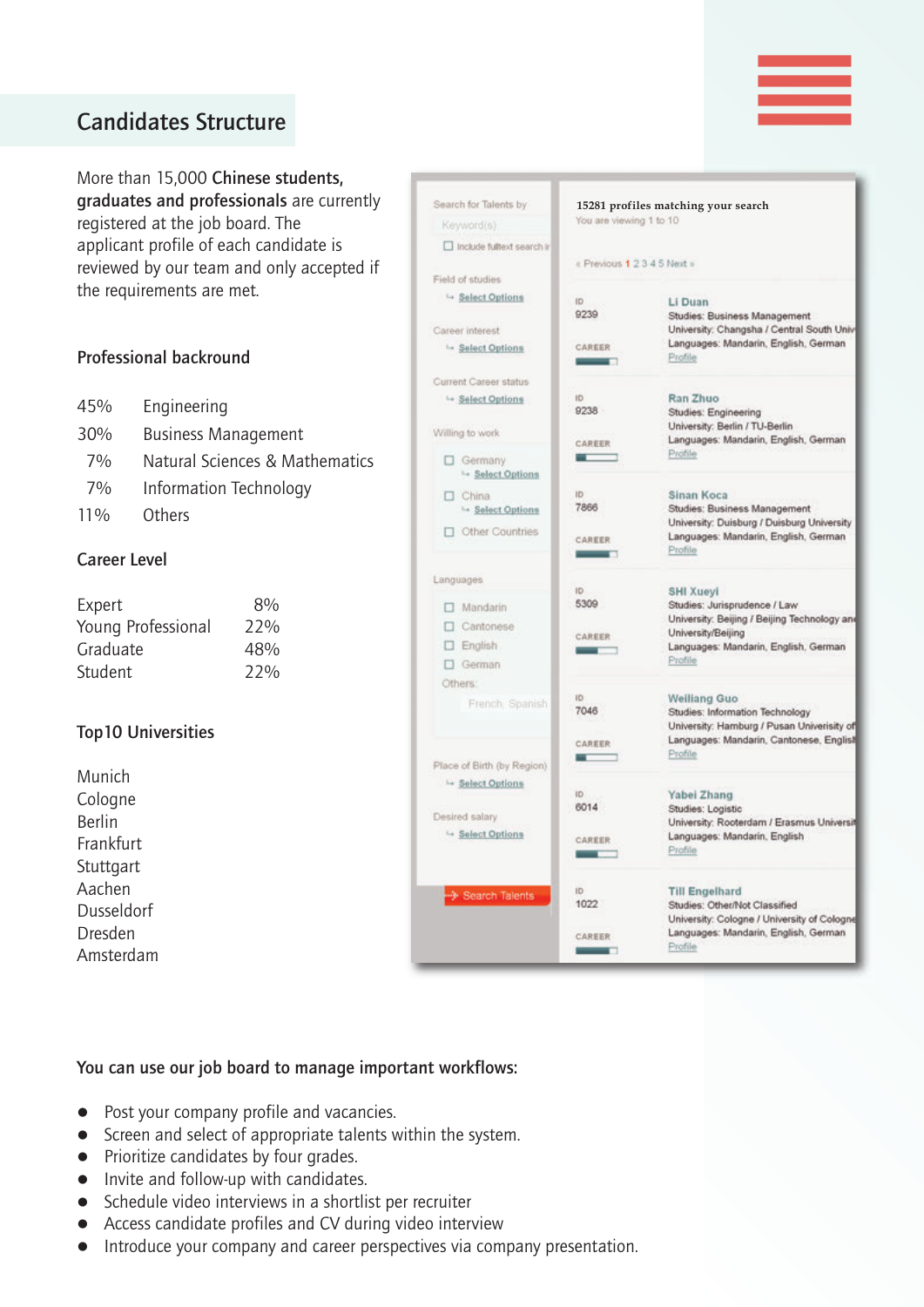## Candidates Structure

More than 15,000 **Chinese students, graduates and professionals** are currently registered at the job board. The applicant profile of each candidate is reviewed by our team and only accepted if the requirements are met.

### Professional backround

| | |
|---|---|
| 45% | Engineering |
| 30% | Business Management |
| 7% | Natural Sciences & Mathematics |
| 7% | Information Technology |
| 11% | Others |

### Career Level

| | |
|---|---|
| Expert | 8% |
| Young Professional | 22% |
| Graduate | 48% |
| Student | 22% |

### Top10 Universities

Munich
Cologne
Berlin
Frankfurt
Stuttgart
Aachen
Dusseldorf
Dresden
Amsterdam

Search for Talents by
Keyword(s)
Include fulltext search in
Field of studies
Select Options
Career interest
Select Options
Current Career status
Select Options
Willing to work
Germany
Select Options
China
Select Options
Other Countries
Languages
Mandarin
Cantonese
English
German
Others:
French, Spanish
Place of Birth (by Region)
Select Options
Desired salary
Select Options
Search Talents

**15281 profiles matching your search**
You are viewing 1 to 10

« Previous 1 2 3 4 5 Next »

| ID | Profile |
|---|---|
| 9239 | **Li Duan** Studies: Business Management; University: Changsha / Central South Univ; Languages: Mandarin, English, German; Profile |
| 9238 | **Ran Zhuo** Studies: Engineering; University: Berlin / TU-Berlin; Languages: Mandarin, English, German; Profile |
| 7866 | **Sinan Koca** Studies: Business Management; University: Duisburg / Duisburg University; Languages: Mandarin, English, German; Profile |
| 5309 | **SHI Xueyi** Studies: Jurisprudence / Law; University: Beijing / Beijing Technology and University/Beijing; Languages: Mandarin, English, German; Profile |
| 7046 | **Weiliang Guo** Studies: Information Technology; University: Hamburg / Pusan University of; Languages: Mandarin, Cantonese, English; Profile |
| 6014 | **Yabei Zhang** Studies: Logistic; University: Rooterdam / Erasmus Universi; Languages: Mandarin, English; Profile |
| 1022 | **Till Engelhard** Studies: Other/Not Classified; University: Cologne / University of Cologne; Languages: Mandarin, English, German; Profile |

### You can use our job board to manage important workflows:

- Post your company profile and vacancies.
- Screen and select of appropriate talents within the system.
- Prioritize candidates by four grades.
- Invite and follow-up with candidates.
- Schedule video interviews in a shortlist per recruiter
- Access candidate profiles and CV during video interview
- Introduce your company and career perspectives via company presentation.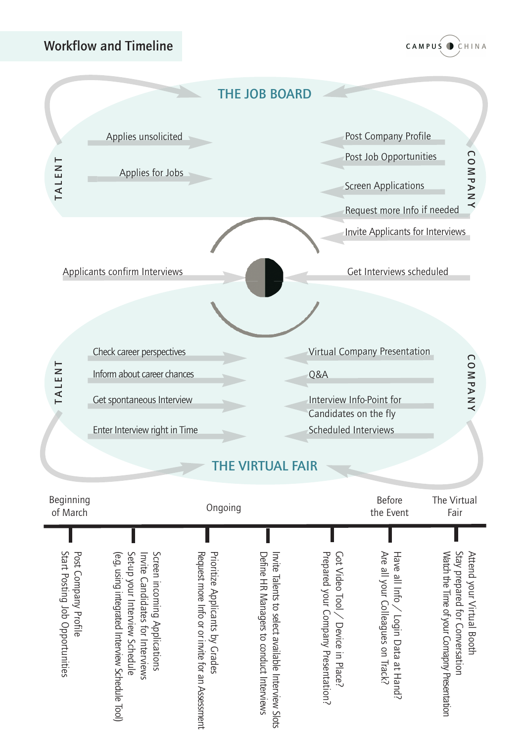# Workflow and Timeline

## THE JOB BOARD

**TALENT**

- Applies unsolicited
- Applies for Jobs

**COMPANY**

- Post Company Profile
- Post Job Opportunities
- Screen Applications
- Request more Info if needed
- Invite Applicants for Interviews

Applicants confirm Interviews

Get Interviews scheduled

## THE VIRTUAL FAIR

**TALENT**

- Check career perspectives
- Inform about career chances
- Get spontaneous Interview
- Enter Interview right in Time

**COMPANY**

- Virtual Company Presentation
- Q&A
- Interview Info-Point for Candidates on the fly
- Scheduled Interviews

## Timeline

**Beginning of March**

- Post Company Profile
- Start Posting Job Opportunities

**Ongoing**

- Screen incoming Applications
- Invite Candidates for Interviews
- Set-up your Interview Schedule (e.g. using integrated Interview Schedule Tool)
- Prioritize Applicants by Grades
- Request more Info or invite for an Assessment
- Invite Talents to select available Interview Slots
- Define HR Managers to conduct Interviews
- Got Video Tool / Device in Place?
- Prepared your Company Presentation?

**Before the Event**

- Have all Info / Login Data at Hand?
- Are all your Colleagues on Track?

**The Virtual Fair**

- Attend your Virtual Booth
- Stay prepared for Conversation
- Watch the Time of your Comapny Presentation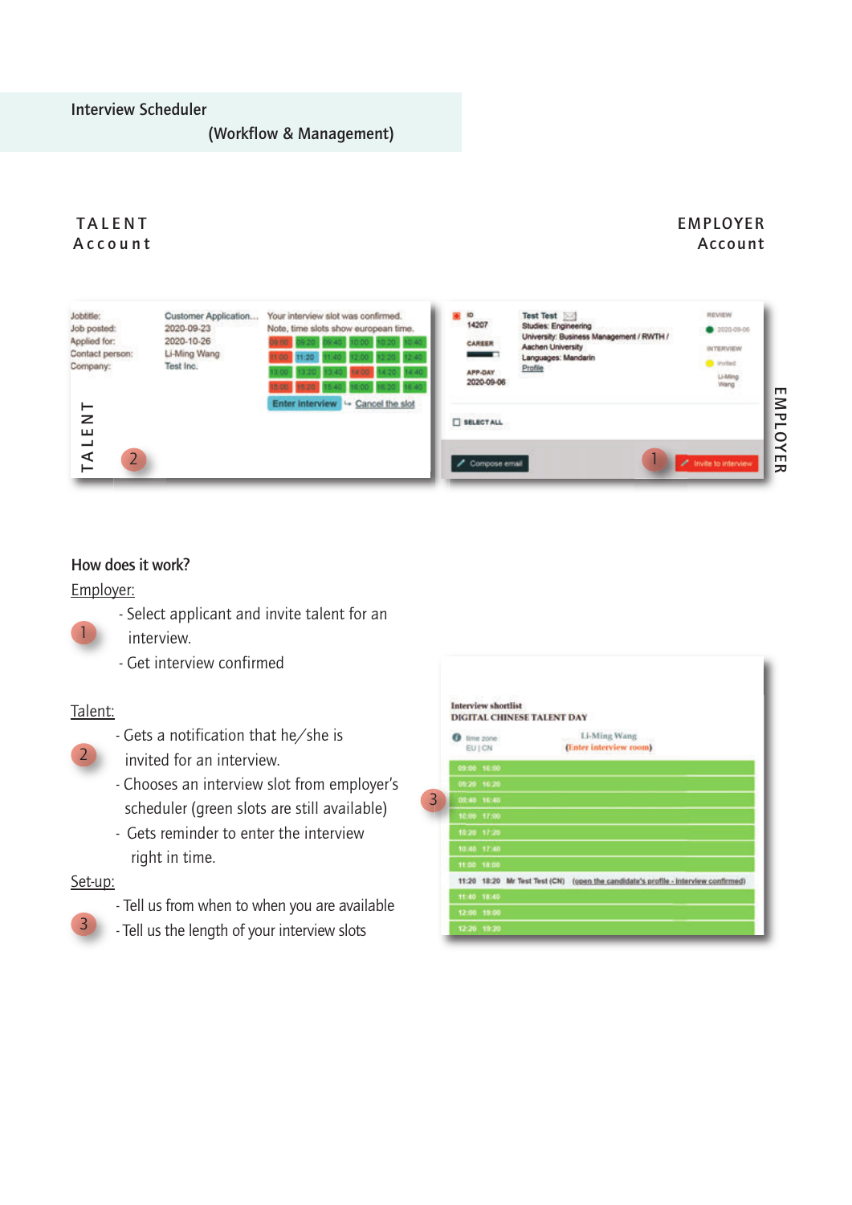# Interview Scheduler
## (Workflow & Management)

TALENT Account

EMPLOYER Account

### How does it work?

Employer:

1. - Select applicant and invite talent for an interview.
   - Get interview confirmed

Talent:

2. - Gets a notification that he/she is invited for an interview.
   - Chooses an interview slot from employer's scheduler (green slots are still available)
   - Gets reminder to enter the interview right in time.

Set-up:

3. - Tell us from when to when you are available
   - Tell us the length of your interview slots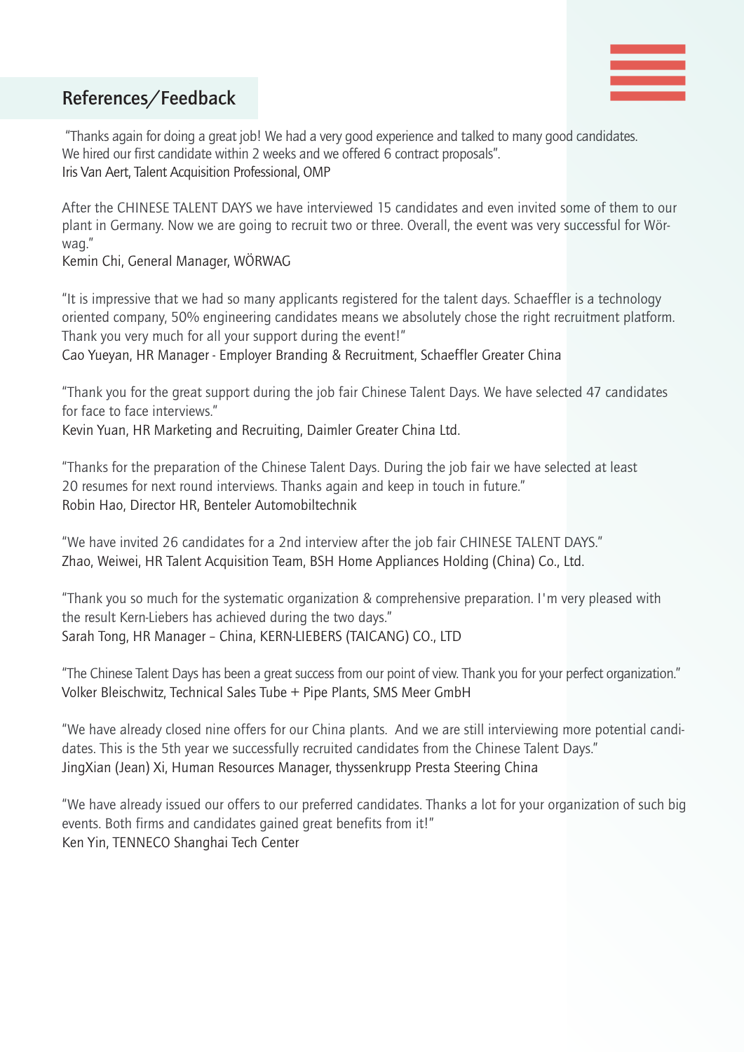## References/Feedback

"Thanks again for doing a great job! We had a very good experience and talked to many good candidates. We hired our first candidate within 2 weeks and we offered 6 contract proposals".
Iris Van Aert, Talent Acquisition Professional, OMP

After the CHINESE TALENT DAYS we have interviewed 15 candidates and even invited some of them to our plant in Germany. Now we are going to recruit two or three. Overall, the event was very successful for Wörwag."
Kemin Chi, General Manager, WÖRWAG

"It is impressive that we had so many applicants registered for the talent days. Schaeffler is a technology oriented company, 50% engineering candidates means we absolutely chose the right recruitment platform. Thank you very much for all your support during the event!"
Cao Yueyan, HR Manager - Employer Branding & Recruitment, Schaeffler Greater China

"Thank you for the great support during the job fair Chinese Talent Days. We have selected 47 candidates for face to face interviews."
Kevin Yuan, HR Marketing and Recruiting, Daimler Greater China Ltd.

"Thanks for the preparation of the Chinese Talent Days. During the job fair we have selected at least 20 resumes for next round interviews. Thanks again and keep in touch in future."
Robin Hao, Director HR, Benteler Automobiltechnik

"We have invited 26 candidates for a 2nd interview after the job fair CHINESE TALENT DAYS."
Zhao, Weiwei, HR Talent Acquisition Team, BSH Home Appliances Holding (China) Co., Ltd.

"Thank you so much for the systematic organization & comprehensive preparation. I'm very pleased with the result Kern-Liebers has achieved during the two days."
Sarah Tong, HR Manager – China, KERN-LIEBERS (TAICANG) CO., LTD

"The Chinese Talent Days has been a great success from our point of view. Thank you for your perfect organization."
Volker Bleischwitz, Technical Sales Tube + Pipe Plants, SMS Meer GmbH

"We have already closed nine offers for our China plants. And we are still interviewing more potential candidates. This is the 5th year we successfully recruited candidates from the Chinese Talent Days."
JingXian (Jean) Xi, Human Resources Manager, thyssenkrupp Presta Steering China

"We have already issued our offers to our preferred candidates. Thanks a lot for your organization of such big events. Both firms and candidates gained great benefits from it!"
Ken Yin, TENNECO Shanghai Tech Center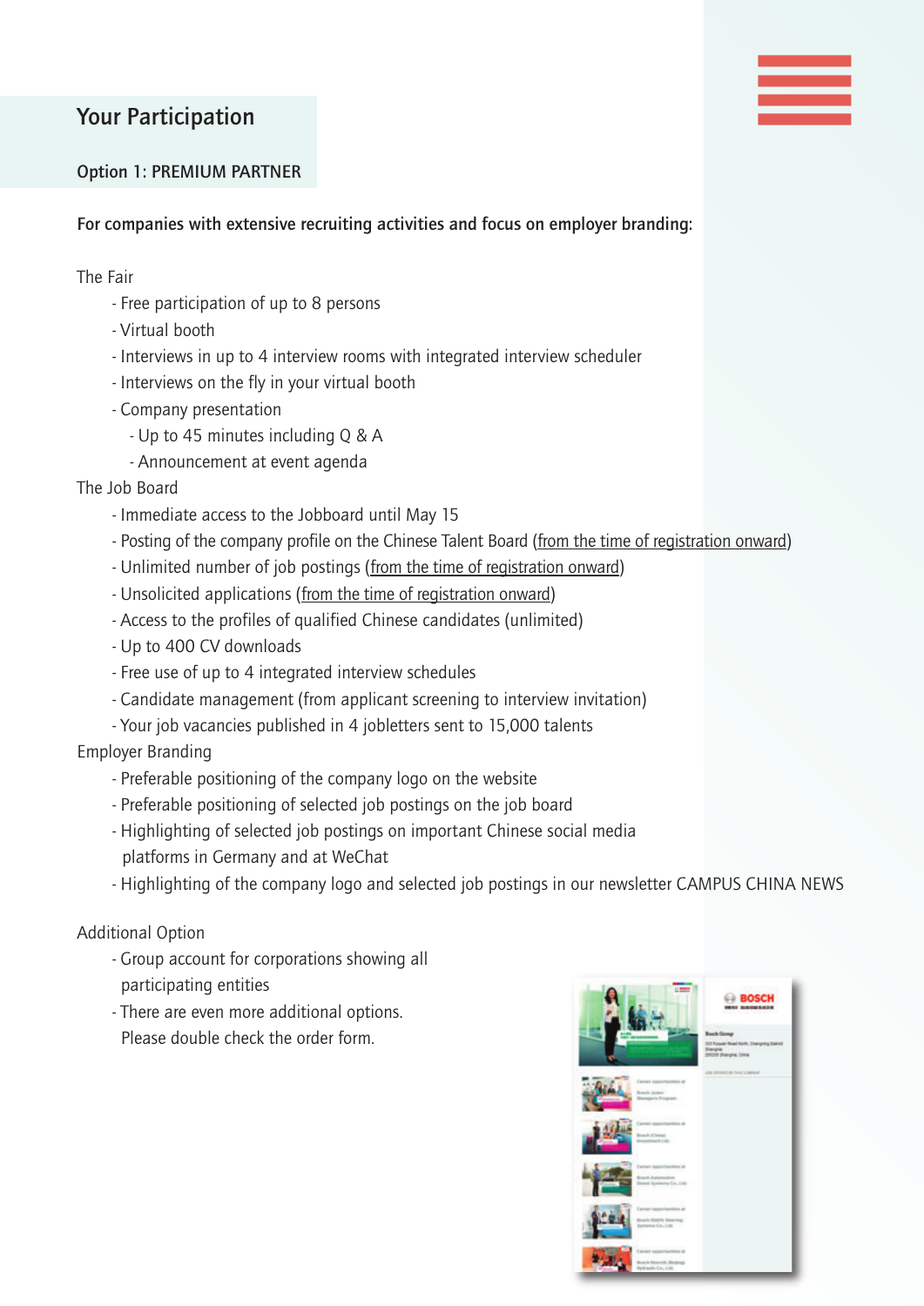## Your Participation

### Option 1: PREMIUM PARTNER

**For companies with extensive recruiting activities and focus on employer branding:**

The Fair
- Free participation of up to 8 persons
- Virtual booth
- Interviews in up to 4 interview rooms with integrated interview scheduler
- Interviews on the fly in your virtual booth
- Company presentation
  - Up to 45 minutes including Q & A
  - Announcement at event agenda

The Job Board
- Immediate access to the Jobboard until May 15
- Posting of the company profile on the Chinese Talent Board (from the time of registration onward)
- Unlimited number of job postings (from the time of registration onward)
- Unsolicited applications (from the time of registration onward)
- Access to the profiles of qualified Chinese candidates (unlimited)
- Up to 400 CV downloads
- Free use of up to 4 integrated interview schedules
- Candidate management (from applicant screening to interview invitation)
- Your job vacancies published in 4 jobletters sent to 15,000 talents

Employer Branding
- Preferable positioning of the company logo on the website
- Preferable positioning of selected job postings on the job board
- Highlighting of selected job postings on important Chinese social media platforms in Germany and at WeChat
- Highlighting of the company logo and selected job postings in our newsletter CAMPUS CHINA NEWS

Additional Option
- Group account for corporations showing all participating entities
- There are even more additional options. Please double check the order form.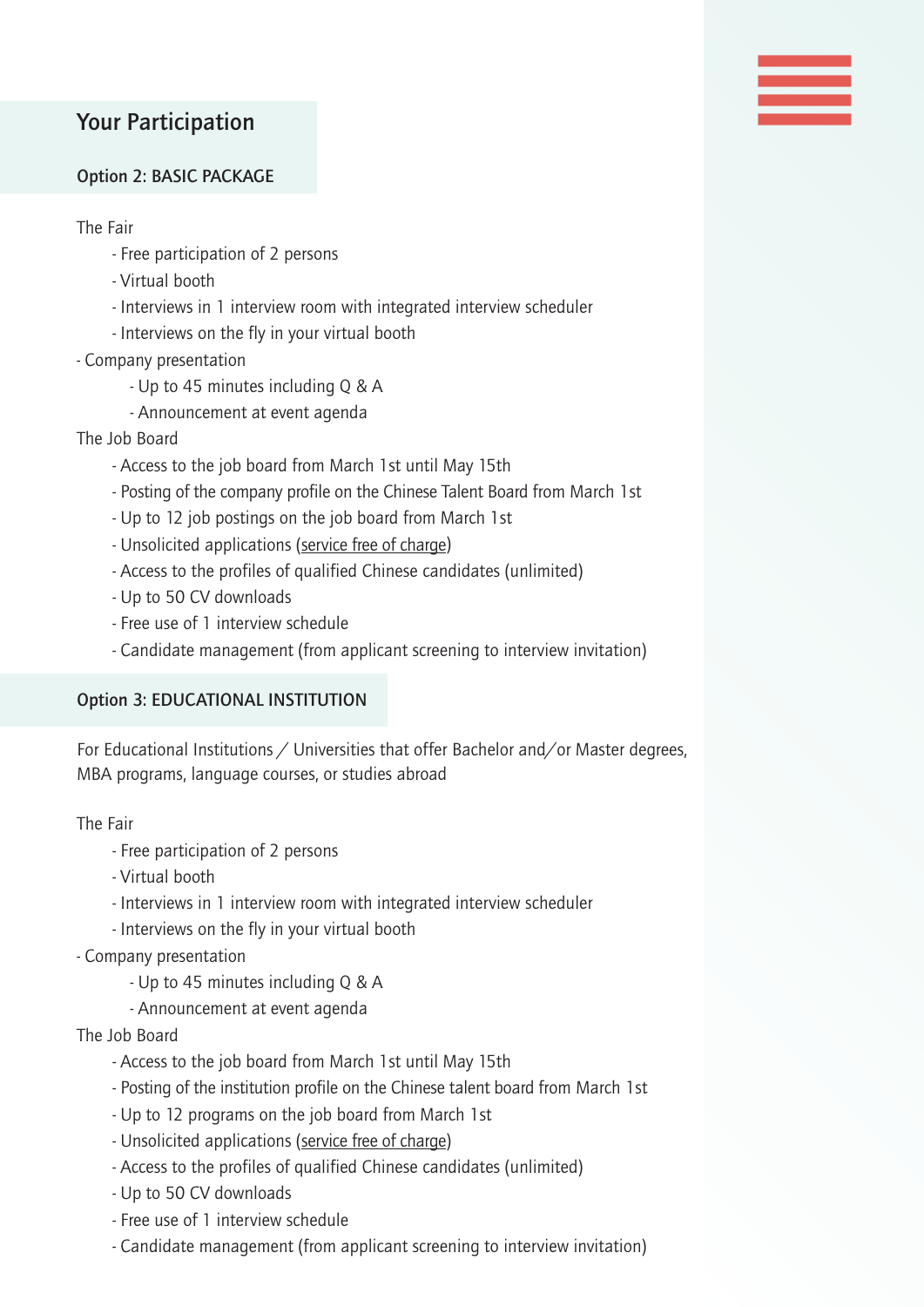## Your Participation

### Option 2: BASIC PACKAGE

The Fair

- Free participation of 2 persons
- Virtual booth
- Interviews in 1 interview room with integrated interview scheduler
- Interviews on the fly in your virtual booth

- Company presentation
    - Up to 45 minutes including Q & A
    - Announcement at event agenda

The Job Board

- Access to the job board from March 1st until May 15th
- Posting of the company profile on the Chinese Talent Board from March 1st
- Up to 12 job postings on the job board from March 1st
- Unsolicited applications (service free of charge)
- Access to the profiles of qualified Chinese candidates (unlimited)
- Up to 50 CV downloads
- Free use of 1 interview schedule
- Candidate management (from applicant screening to interview invitation)

### Option 3: EDUCATIONAL INSTITUTION

For Educational Institutions / Universities that offer Bachelor and/or Master degrees, MBA programs, language courses, or studies abroad

The Fair

- Free participation of 2 persons
- Virtual booth
- Interviews in 1 interview room with integrated interview scheduler
- Interviews on the fly in your virtual booth

- Company presentation
    - Up to 45 minutes including Q & A
    - Announcement at event agenda

The Job Board

- Access to the job board from March 1st until May 15th
- Posting of the institution profile on the Chinese talent board from March 1st
- Up to 12 programs on the job board from March 1st
- Unsolicited applications (service free of charge)
- Access to the profiles of qualified Chinese candidates (unlimited)
- Up to 50 CV downloads
- Free use of 1 interview schedule
- Candidate management (from applicant screening to interview invitation)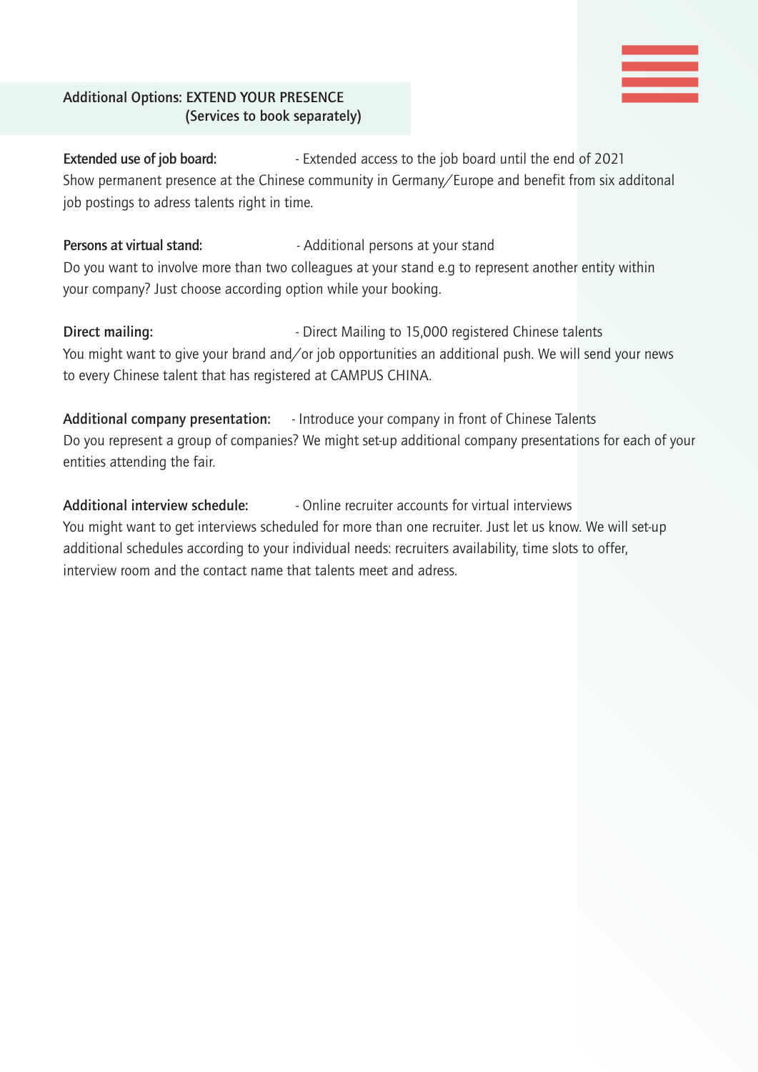## Additional Options: EXTEND YOUR PRESENCE (Services to book separately)

**Extended use of job board:** - Extended access to the job board until the end of 2021

Show permanent presence at the Chinese community in Germany/Europe and benefit from six additonal job postings to adress talents right in time.

**Persons at virtual stand:** - Additional persons at your stand

Do you want to involve more than two colleagues at your stand e.g to represent another entity within your company? Just choose according option while your booking.

**Direct mailing:** - Direct Mailing to 15,000 registered Chinese talents

You might want to give your brand and/or job opportunities an additional push. We will send your news to every Chinese talent that has registered at CAMPUS CHINA.

**Additional company presentation:** - Introduce your company in front of Chinese Talents

Do you represent a group of companies? We might set-up additional company presentations for each of your entities attending the fair.

**Additional interview schedule:** - Online recruiter accounts for virtual interviews

You might want to get interviews scheduled for more than one recruiter. Just let us know. We will set-up additional schedules according to your individual needs: recruiters availability, time slots to offer, interview room and the contact name that talents meet and adress.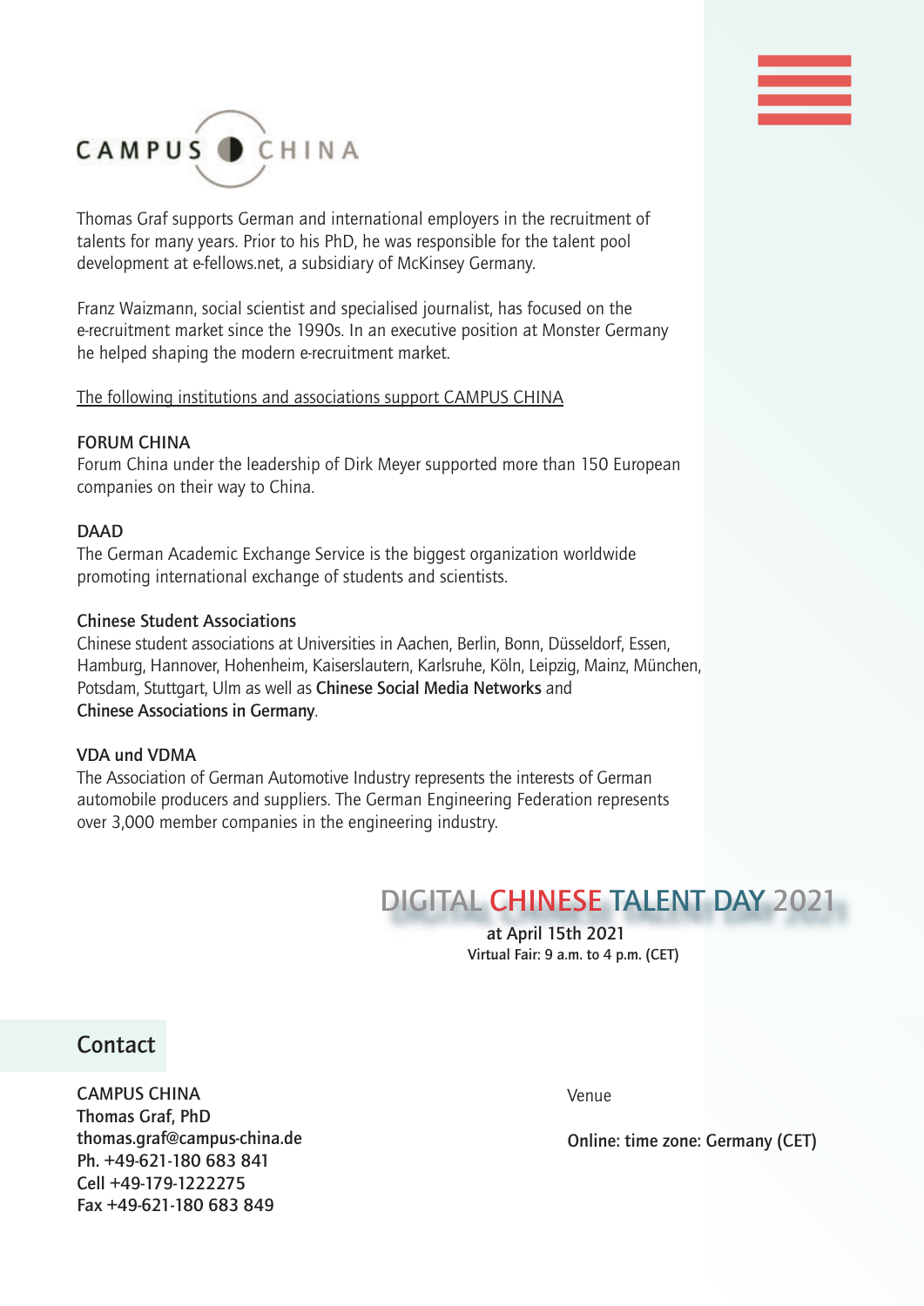CAMPUS CHINA

Thomas Graf supports German and international employers in the recruitment of talents for many years. Prior to his PhD, he was responsible for the talent pool development at e-fellows.net, a subsidiary of McKinsey Germany.

Franz Waizmann, social scientist and specialised journalist, has focused on the e-recruitment market since the 1990s. In an executive position at Monster Germany he helped shaping the modern e-recruitment market.

The following institutions and associations support CAMPUS CHINA

**FORUM CHINA**
Forum China under the leadership of Dirk Meyer supported more than 150 European companies on their way to China.

**DAAD**
The German Academic Exchange Service is the biggest organization worldwide promoting international exchange of students and scientists.

**Chinese Student Associations**
Chinese student associations at Universities in Aachen, Berlin, Bonn, Düsseldorf, Essen, Hamburg, Hannover, Hohenheim, Kaiserslautern, Karlsruhe, Köln, Leipzig, Mainz, München, Potsdam, Stuttgart, Ulm as well as **Chinese Social Media Networks** and **Chinese Associations in Germany**.

**VDA und VDMA**
The Association of German Automotive Industry represents the interests of German automobile producers and suppliers. The German Engineering Federation represents over 3,000 member companies in the engineering industry.

# DIGITAL CHINESE TALENT DAY 2021

at April 15th 2021
Virtual Fair: 9 a.m. to 4 p.m. (CET)

## Contact

**CAMPUS CHINA**
**Thomas Graf, PhD**
**thomas.graf@campus-china.de**
**Ph. +49-621-180 683 841**
**Cell +49-179-1222275**
**Fax +49-621-180 683 849**

Venue

**Online: time zone: Germany (CET)**